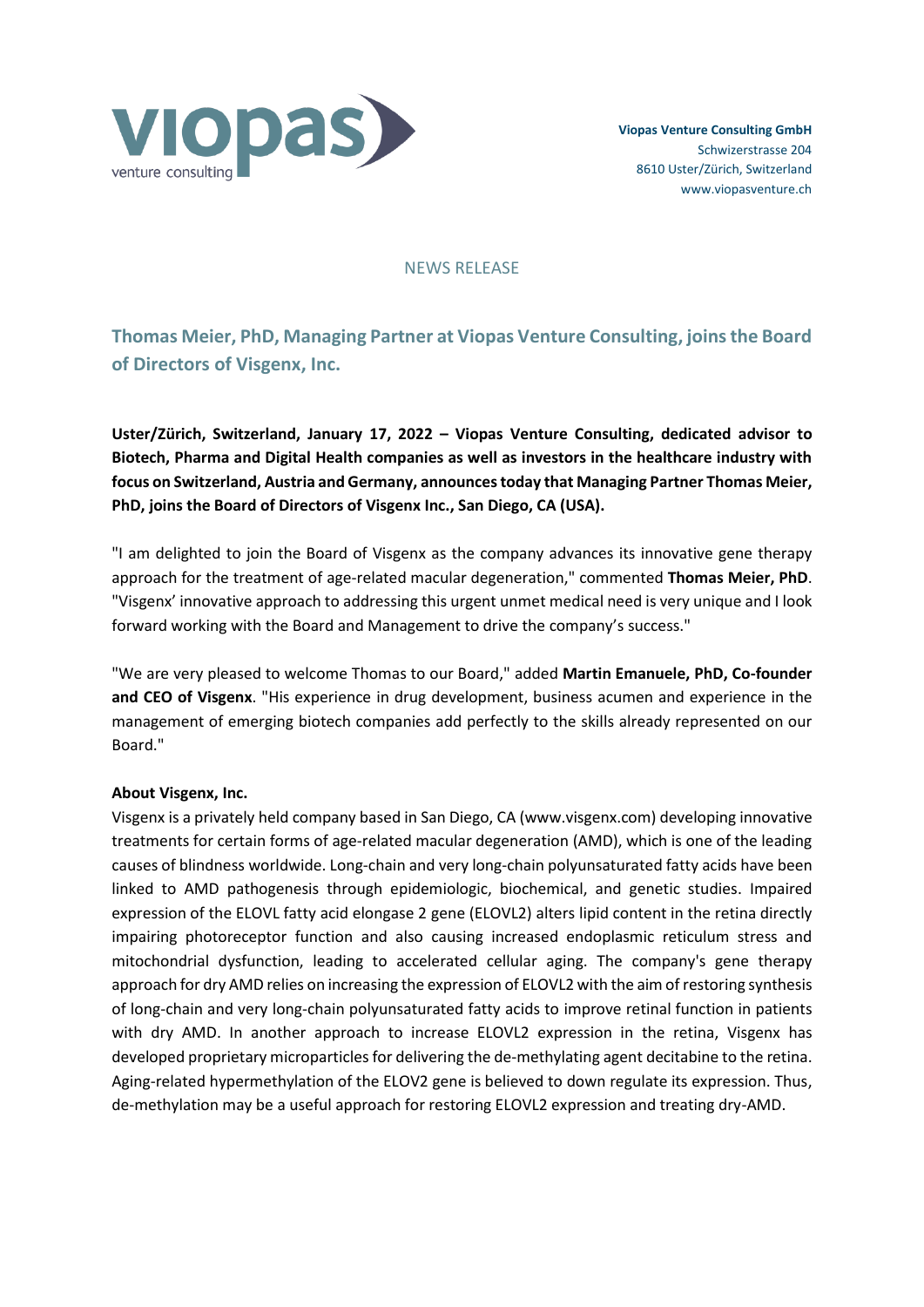viopas
venture consulting

**Viopas Venture Consulting GmbH**
Schwizerstrasse 204
8610 Uster/Zürich, Switzerland
www.viopasventure.ch

NEWS RELEASE

# Thomas Meier, PhD, Managing Partner at Viopas Venture Consulting, joins the Board of Directors of Visgenx, Inc.

**Uster/Zürich, Switzerland, January 17, 2022 – Viopas Venture Consulting, dedicated advisor to Biotech, Pharma and Digital Health companies as well as investors in the healthcare industry with focus on Switzerland, Austria and Germany, announces today that Managing Partner Thomas Meier, PhD, joins the Board of Directors of Visgenx Inc., San Diego, CA (USA).**

"I am delighted to join the Board of Visgenx as the company advances its innovative gene therapy approach for the treatment of age-related macular degeneration," commented **Thomas Meier, PhD**. "Visgenx' innovative approach to addressing this urgent unmet medical need is very unique and I look forward working with the Board and Management to drive the company's success."

"We are very pleased to welcome Thomas to our Board," added **Martin Emanuele, PhD, Co-founder and CEO of Visgenx**. "His experience in drug development, business acumen and experience in the management of emerging biotech companies add perfectly to the skills already represented on our Board."

**About Visgenx, Inc.**

Visgenx is a privately held company based in San Diego, CA (www.visgenx.com) developing innovative treatments for certain forms of age-related macular degeneration (AMD), which is one of the leading causes of blindness worldwide. Long-chain and very long-chain polyunsaturated fatty acids have been linked to AMD pathogenesis through epidemiologic, biochemical, and genetic studies. Impaired expression of the ELOVL fatty acid elongase 2 gene (ELOVL2) alters lipid content in the retina directly impairing photoreceptor function and also causing increased endoplasmic reticulum stress and mitochondrial dysfunction, leading to accelerated cellular aging. The company's gene therapy approach for dry AMD relies on increasing the expression of ELOVL2 with the aim of restoring synthesis of long-chain and very long-chain polyunsaturated fatty acids to improve retinal function in patients with dry AMD. In another approach to increase ELOVL2 expression in the retina, Visgenx has developed proprietary microparticles for delivering the de-methylating agent decitabine to the retina. Aging-related hypermethylation of the ELOV2 gene is believed to down regulate its expression. Thus, de-methylation may be a useful approach for restoring ELOVL2 expression and treating dry-AMD.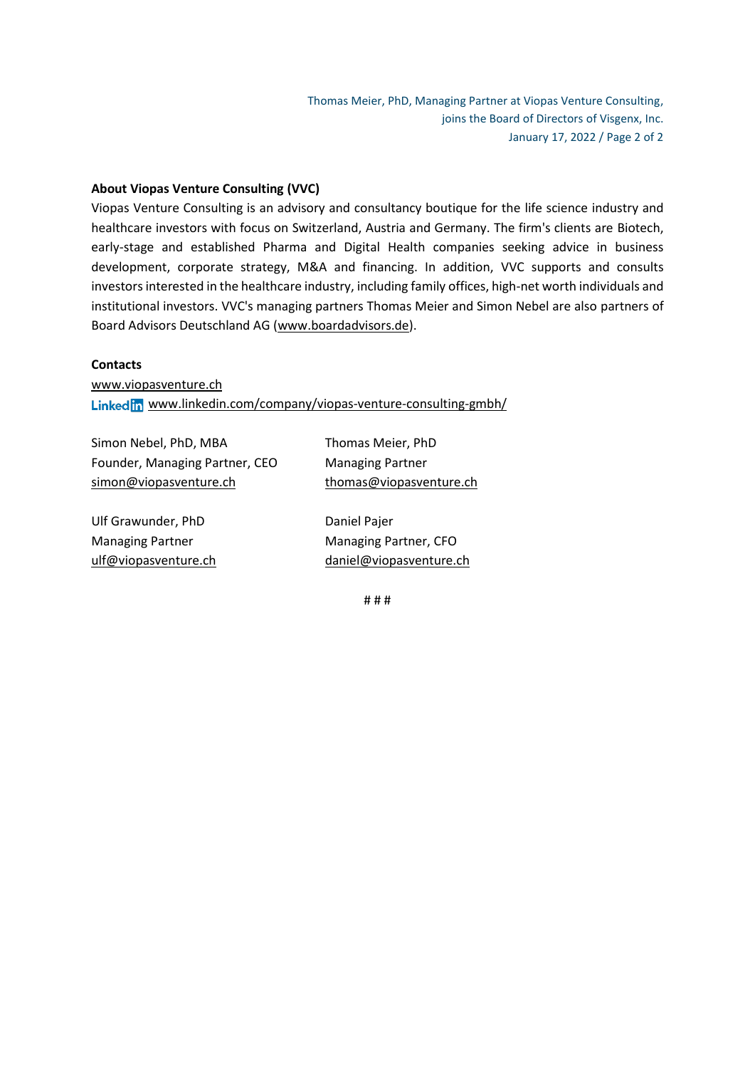**About Viopas Venture Consulting (VVC)**

Viopas Venture Consulting is an advisory and consultancy boutique for the life science industry and healthcare investors with focus on Switzerland, Austria and Germany. The firm's clients are Biotech, early-stage and established Pharma and Digital Health companies seeking advice in business development, corporate strategy, M&A and financing. In addition, VVC supports and consults investors interested in the healthcare industry, including family offices, high-net worth individuals and institutional investors. VVC's managing partners Thomas Meier and Simon Nebel are also partners of Board Advisors Deutschland AG (www.boardadvisors.de).

**Contacts**

www.viopasventure.ch

LinkedIn www.linkedin.com/company/viopas-venture-consulting-gmbh/

Simon Nebel, PhD, MBA
Founder, Managing Partner, CEO
simon@viopasventure.ch

Thomas Meier, PhD
Managing Partner
thomas@viopasventure.ch

Ulf Grawunder, PhD
Managing Partner
ulf@viopasventure.ch

Daniel Pajer
Managing Partner, CFO
daniel@viopasventure.ch

# # #